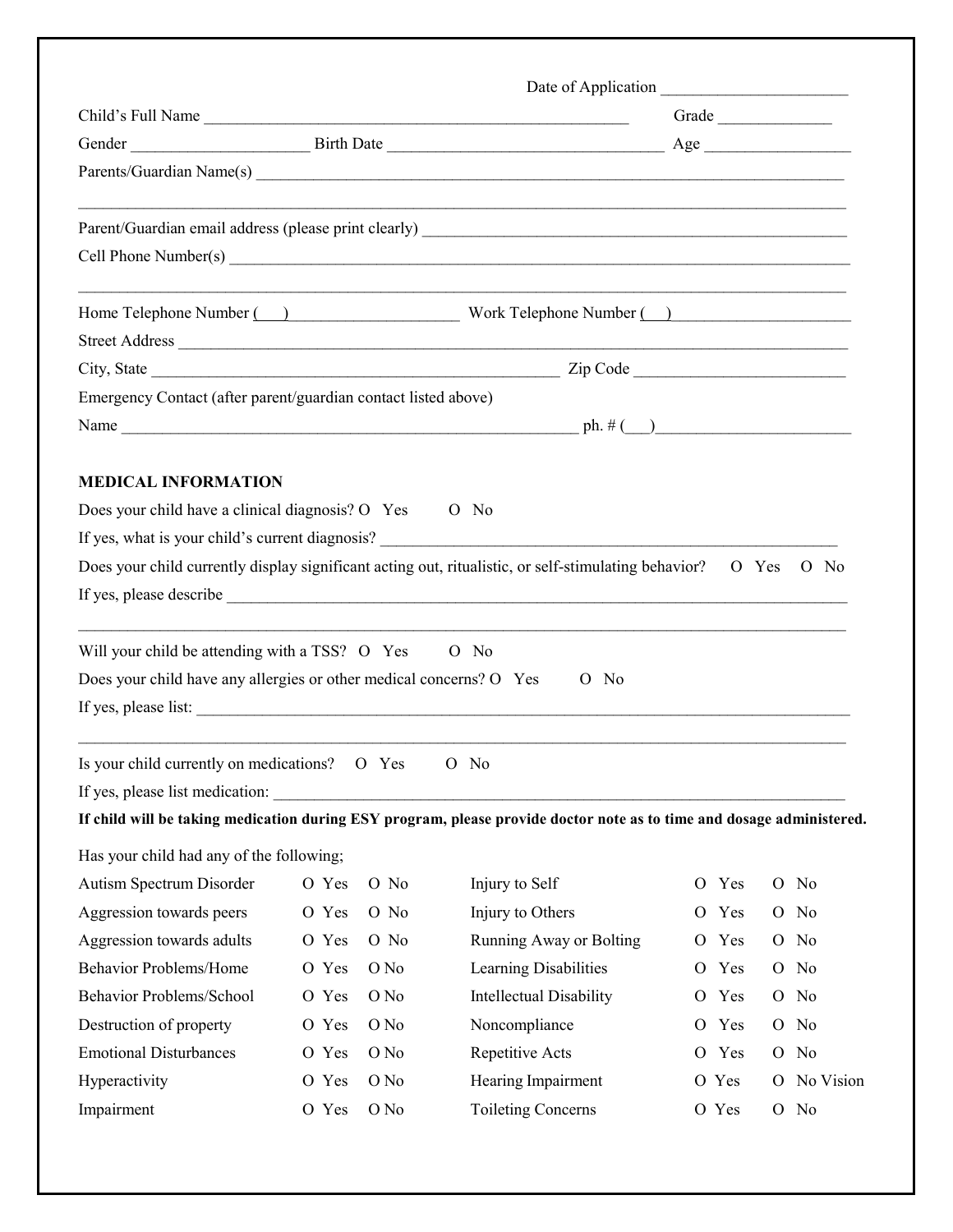Date of Application ______________________

Child's Full Name ____________________________________________________ Grade ______________

Gender _____________________ Birth Date __________________________________ Age __________________

Parents/Guardian Name(s) ___________________________________________________________________________

_______________________________________________________________________________________________

Parent/Guardian email address (please print clearly) ______________________________________________________

Cell Phone Number(s) _______________________________________________________________________________

_______________________________________________________________________________________________

Home Telephone Number (   ) _____________________ Work Telephone Number (   ) ______________________

Street Address ____________________________________________________________________________________

City, State __________________________________________________ Zip Code __________________________

Emergency Contact (after parent/guardian contact listed above)

Name ________________________________________________________ ph. # (___)________________________

## MEDICAL INFORMATION

Does your child have a clinical diagnosis? O Yes O No

If yes, what is your child's current diagnosis? ___________________________________________________________

Does your child currently display significant acting out, ritualistic, or self-stimulating behavior? O Yes O No

If yes, please describe _______________________________________________________________________________

_______________________________________________________________________________________________

Will your child be attending with a TSS? O Yes O No

Does your child have any allergies or other medical concerns? O Yes O No

If yes, please list: __________________________________________________________________________________

_______________________________________________________________________________________________

Is your child currently on medications? O Yes O No

If yes, please list medication: ________________________________________________________________________

**If child will be taking medication during ESY program, please provide doctor note as to time and dosage administered.**

Has your child had any of the following;

| | | | | | |
|---|---|---|---|---|---|
| Autism Spectrum Disorder | O Yes | O No | Injury to Self | O Yes | O No |
| Aggression towards peers | O Yes | O No | Injury to Others | O Yes | O No |
| Aggression towards adults | O Yes | O No | Running Away or Bolting | O Yes | O No |
| Behavior Problems/Home | O Yes | O No | Learning Disabilities | O Yes | O No |
| Behavior Problems/School | O Yes | O No | Intellectual Disability | O Yes | O No |
| Destruction of property | O Yes | O No | Noncompliance | O Yes | O No |
| Emotional Disturbances | O Yes | O No | Repetitive Acts | O Yes | O No |
| Hyperactivity | O Yes | O No | Hearing Impairment | O Yes | O No Vision |
| Impairment | O Yes | O No | Toileting Concerns | O Yes | O No |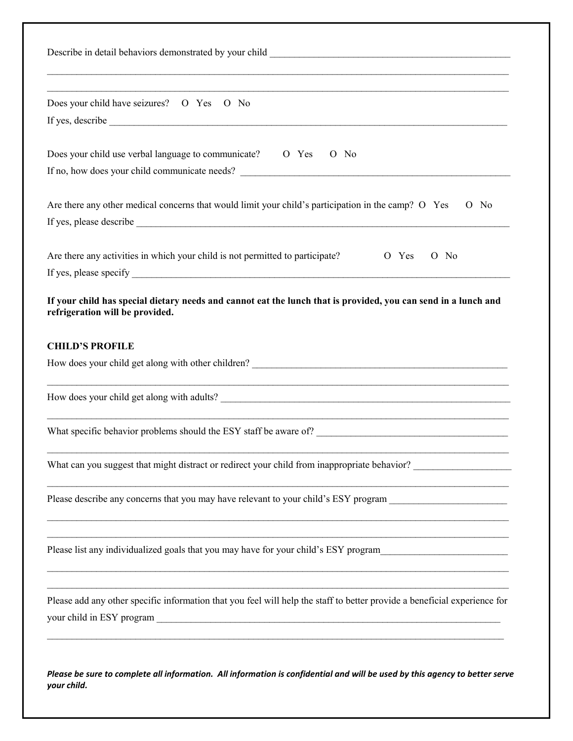Describe in detail behaviors demonstrated by your child ___________________________________________________

___________________________________________________________________________________________

___________________________________________________________________________________________

Does your child have seizures? O Yes O No

If yes, describe _____________________________________________________________________________

Does your child use verbal language to communicate? O Yes O No

If no, how does your child communicate needs? ___________________________________________________

Are there any other medical concerns that would limit your child's participation in the camp? O Yes O No

If yes, please describe _________________________________________________________________________

Are there any activities in which your child is not permitted to participate? O Yes O No

If yes, please specify __________________________________________________________________________

**If your child has special dietary needs and cannot eat the lunch that is provided, you can send in a lunch and refrigeration will be provided.**

**CHILD'S PROFILE**

How does your child get along with other children? _______________________________________________

___________________________________________________________________________________________

How does your child get along with adults? ______________________________________________________

___________________________________________________________________________________________

What specific behavior problems should the ESY staff be aware of? _________________________________

___________________________________________________________________________________________

What can you suggest that might distract or redirect your child from inappropriate behavior? ____________

___________________________________________________________________________________________

Please describe any concerns that you may have relevant to your child's ESY program __________________

___________________________________________________________________________________________

___________________________________________________________________________________________

Please list any individualized goals that you may have for your child's ESY program___________________

___________________________________________________________________________________________

___________________________________________________________________________________________

Please add any other specific information that you feel will help the staff to better provide a beneficial experience for your child in ESY program _________________________________________________________________

___________________________________________________________________________________________

***Please be sure to complete all information. All information is confidential and will be used by this agency to better serve your child.***